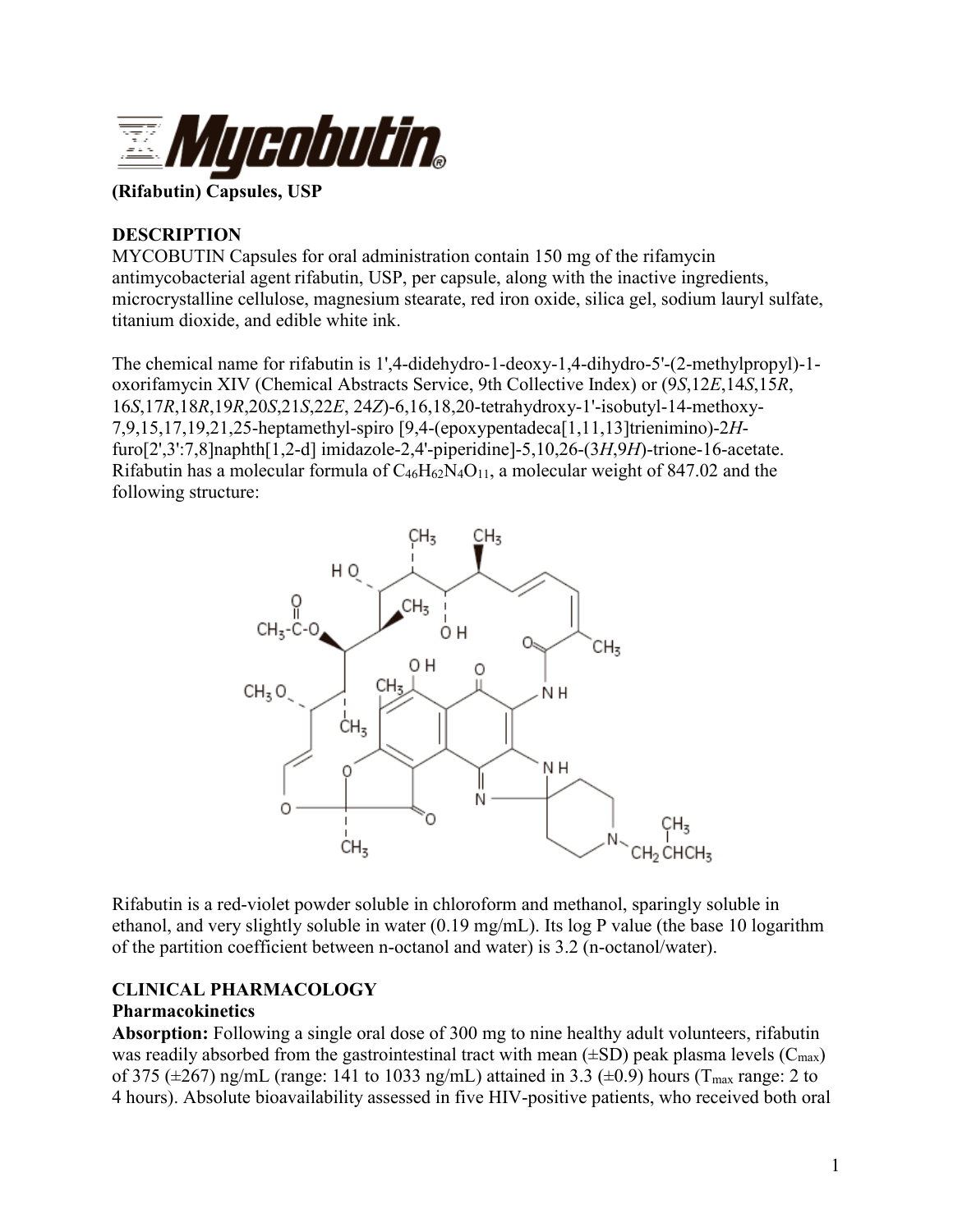# Mycobutin®

**(Rifabutin) Capsules, USP**

## DESCRIPTION

MYCOBUTIN Capsules for oral administration contain 150 mg of the rifamycin antimycobacterial agent rifabutin, USP, per capsule, along with the inactive ingredients, microcrystalline cellulose, magnesium stearate, red iron oxide, silica gel, sodium lauryl sulfate, titanium dioxide, and edible white ink.

The chemical name for rifabutin is 1',4-didehydro-1-deoxy-1,4-dihydro-5'-(2-methylpropyl)-1-oxorifamycin XIV (Chemical Abstracts Service, 9th Collective Index) or (9*S*,12*E*,14*S*,15*R*, 16*S*,17*R*,18*R*,19*R*,20*S*,21*S*,22*E*, 24*Z*)-6,16,18,20-tetrahydroxy-1'-isobutyl-14-methoxy-7,9,15,17,19,21,25-heptamethyl-spiro [9,4-(epoxypentadeca[1,11,13]trienimino)-2*H*-furo[2',3':7,8]naphth[1,2-d] imidazole-2,4'-piperidine]-5,10,26-(3*H*,9*H*)-trione-16-acetate. Rifabutin has a molecular formula of $C_{46}H_{62}N_4O_{11}$, a molecular weight of 847.02 and the following structure:

Rifabutin is a red-violet powder soluble in chloroform and methanol, sparingly soluble in ethanol, and very slightly soluble in water (0.19 mg/mL). Its log P value (the base 10 logarithm of the partition coefficient between n-octanol and water) is 3.2 (n-octanol/water).

## CLINICAL PHARMACOLOGY

### Pharmacokinetics

**Absorption:** Following a single oral dose of 300 mg to nine healthy adult volunteers, rifabutin was readily absorbed from the gastrointestinal tract with mean (±SD) peak plasma levels ($C_{max}$) of 375 (±267) ng/mL (range: 141 to 1033 ng/mL) attained in 3.3 (±0.9) hours ($T_{max}$ range: 2 to 4 hours). Absolute bioavailability assessed in five HIV-positive patients, who received both oral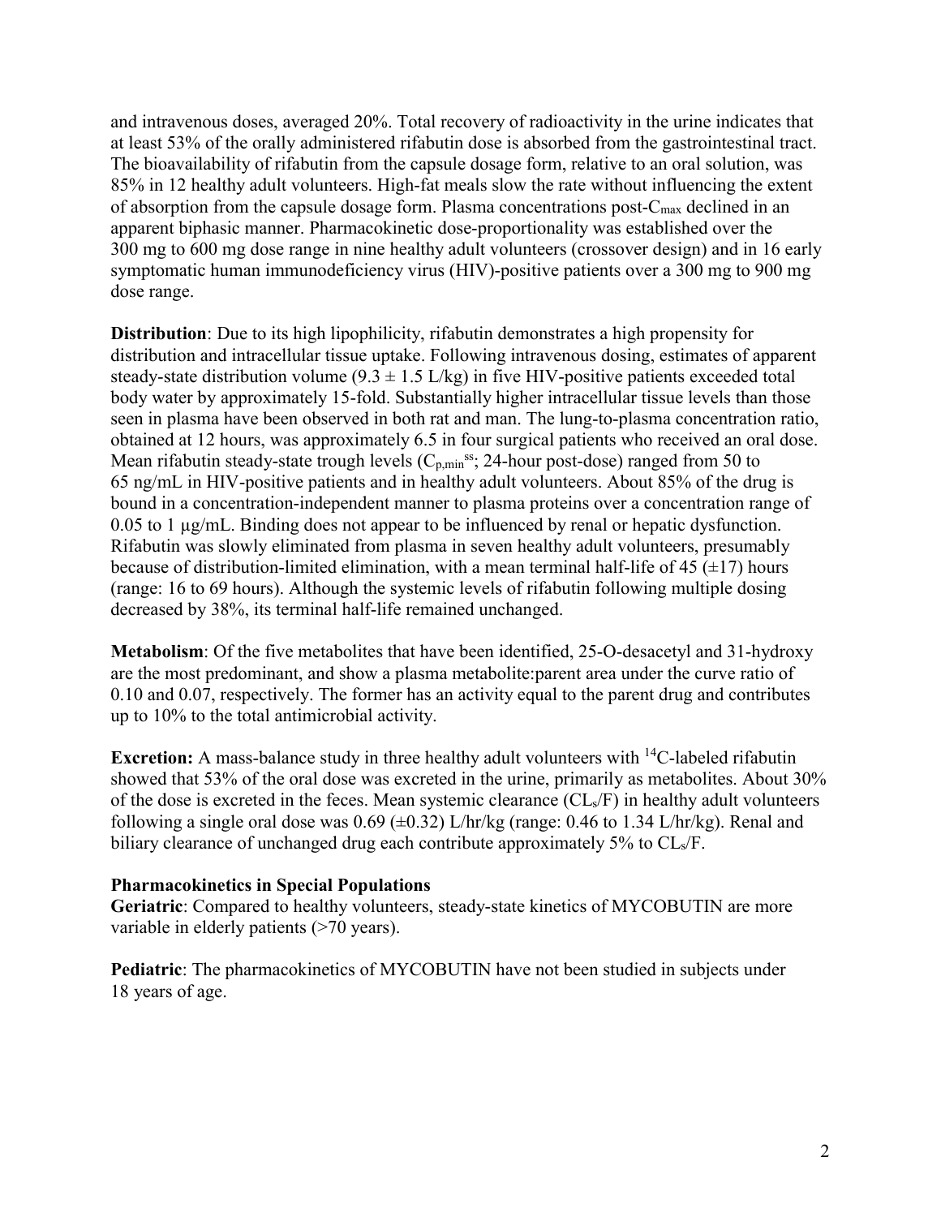and intravenous doses, averaged 20%. Total recovery of radioactivity in the urine indicates that at least 53% of the orally administered rifabutin dose is absorbed from the gastrointestinal tract. The bioavailability of rifabutin from the capsule dosage form, relative to an oral solution, was 85% in 12 healthy adult volunteers. High-fat meals slow the rate without influencing the extent of absorption from the capsule dosage form. Plasma concentrations post-$C_{max}$ declined in an apparent biphasic manner. Pharmacokinetic dose-proportionality was established over the 300 mg to 600 mg dose range in nine healthy adult volunteers (crossover design) and in 16 early symptomatic human immunodeficiency virus (HIV)-positive patients over a 300 mg to 900 mg dose range.

**Distribution**: Due to its high lipophilicity, rifabutin demonstrates a high propensity for distribution and intracellular tissue uptake. Following intravenous dosing, estimates of apparent steady-state distribution volume (9.3 ± 1.5 L/kg) in five HIV-positive patients exceeded total body water by approximately 15-fold. Substantially higher intracellular tissue levels than those seen in plasma have been observed in both rat and man. The lung-to-plasma concentration ratio, obtained at 12 hours, was approximately 6.5 in four surgical patients who received an oral dose. Mean rifabutin steady-state trough levels ($C_{p,min}^{ss}$; 24-hour post-dose) ranged from 50 to 65 ng/mL in HIV-positive patients and in healthy adult volunteers. About 85% of the drug is bound in a concentration-independent manner to plasma proteins over a concentration range of 0.05 to 1 µg/mL. Binding does not appear to be influenced by renal or hepatic dysfunction. Rifabutin was slowly eliminated from plasma in seven healthy adult volunteers, presumably because of distribution-limited elimination, with a mean terminal half-life of 45 (±17) hours (range: 16 to 69 hours). Although the systemic levels of rifabutin following multiple dosing decreased by 38%, its terminal half-life remained unchanged.

**Metabolism**: Of the five metabolites that have been identified, 25-O-desacetyl and 31-hydroxy are the most predominant, and show a plasma metabolite:parent area under the curve ratio of 0.10 and 0.07, respectively. The former has an activity equal to the parent drug and contributes up to 10% to the total antimicrobial activity.

**Excretion:** A mass-balance study in three healthy adult volunteers with $^{14}C$-labeled rifabutin showed that 53% of the oral dose was excreted in the urine, primarily as metabolites. About 30% of the dose is excreted in the feces. Mean systemic clearance ($CL_s/F$) in healthy adult volunteers following a single oral dose was 0.69 (±0.32) L/hr/kg (range: 0.46 to 1.34 L/hr/kg). Renal and biliary clearance of unchanged drug each contribute approximately 5% to $CL_s/F$.

**Pharmacokinetics in Special Populations**

**Geriatric**: Compared to healthy volunteers, steady-state kinetics of MYCOBUTIN are more variable in elderly patients (>70 years).

**Pediatric**: The pharmacokinetics of MYCOBUTIN have not been studied in subjects under 18 years of age.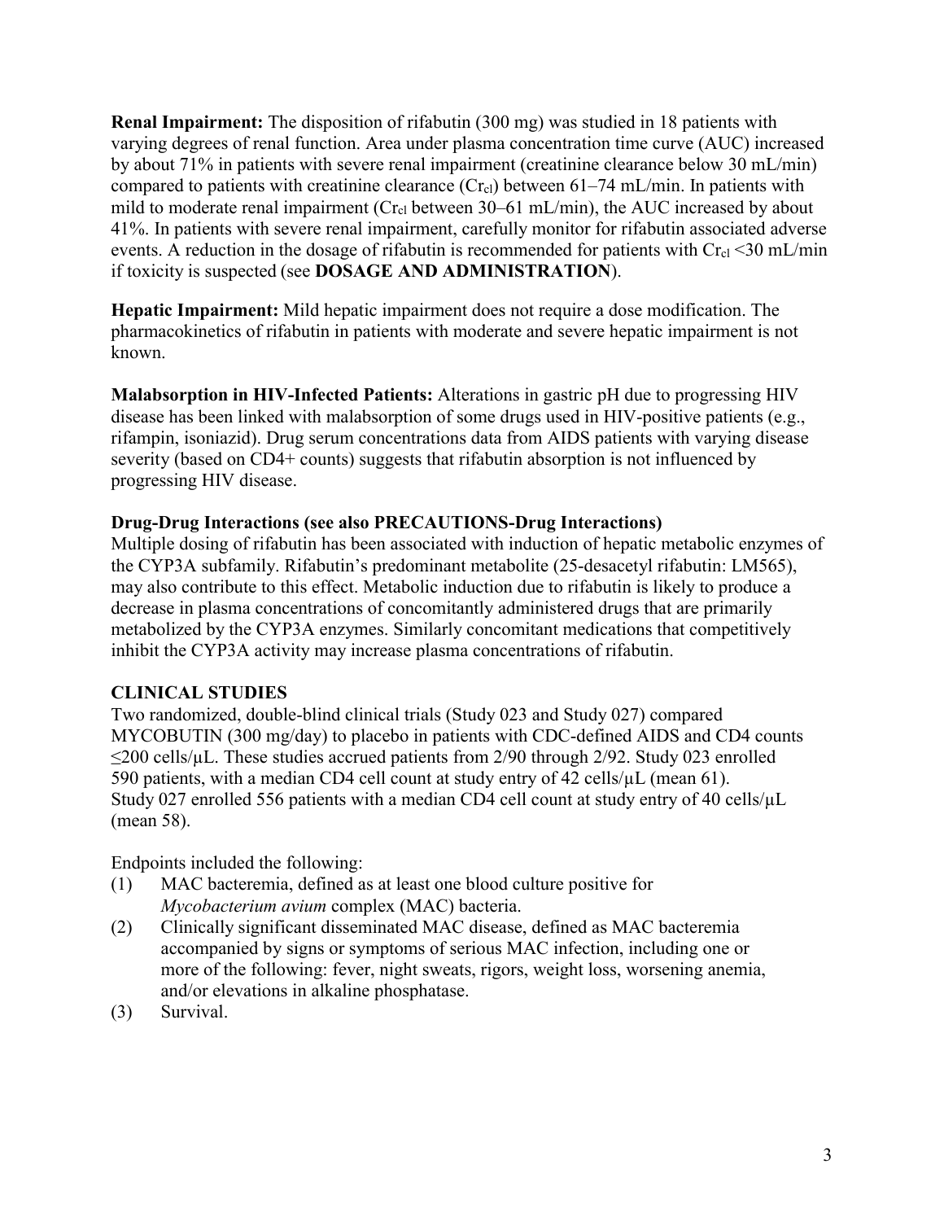**Renal Impairment:** The disposition of rifabutin (300 mg) was studied in 18 patients with varying degrees of renal function. Area under plasma concentration time curve (AUC) increased by about 71% in patients with severe renal impairment (creatinine clearance below 30 mL/min) compared to patients with creatinine clearance ($Cr_{cl}$) between 61–74 mL/min. In patients with mild to moderate renal impairment ($Cr_{cl}$ between 30–61 mL/min), the AUC increased by about 41%. In patients with severe renal impairment, carefully monitor for rifabutin associated adverse events. A reduction in the dosage of rifabutin is recommended for patients with $Cr_{cl}$ <30 mL/min if toxicity is suspected (see **DOSAGE AND ADMINISTRATION**).

**Hepatic Impairment:** Mild hepatic impairment does not require a dose modification. The pharmacokinetics of rifabutin in patients with moderate and severe hepatic impairment is not known.

**Malabsorption in HIV-Infected Patients:** Alterations in gastric pH due to progressing HIV disease has been linked with malabsorption of some drugs used in HIV-positive patients (e.g., rifampin, isoniazid). Drug serum concentrations data from AIDS patients with varying disease severity (based on CD4+ counts) suggests that rifabutin absorption is not influenced by progressing HIV disease.

**Drug-Drug Interactions (see also PRECAUTIONS-Drug Interactions)**

Multiple dosing of rifabutin has been associated with induction of hepatic metabolic enzymes of the CYP3A subfamily. Rifabutin's predominant metabolite (25-desacetyl rifabutin: LM565), may also contribute to this effect. Metabolic induction due to rifabutin is likely to produce a decrease in plasma concentrations of concomitantly administered drugs that are primarily metabolized by the CYP3A enzymes. Similarly concomitant medications that competitively inhibit the CYP3A activity may increase plasma concentrations of rifabutin.

## CLINICAL STUDIES

Two randomized, double-blind clinical trials (Study 023 and Study 027) compared MYCOBUTIN (300 mg/day) to placebo in patients with CDC-defined AIDS and CD4 counts ≤200 cells/µL. These studies accrued patients from 2/90 through 2/92. Study 023 enrolled 590 patients, with a median CD4 cell count at study entry of 42 cells/µL (mean 61). Study 027 enrolled 556 patients with a median CD4 cell count at study entry of 40 cells/µL (mean 58).

Endpoints included the following:

(1) MAC bacteremia, defined as at least one blood culture positive for *Mycobacterium avium* complex (MAC) bacteria.

(2) Clinically significant disseminated MAC disease, defined as MAC bacteremia accompanied by signs or symptoms of serious MAC infection, including one or more of the following: fever, night sweats, rigors, weight loss, worsening anemia, and/or elevations in alkaline phosphatase.

(3) Survival.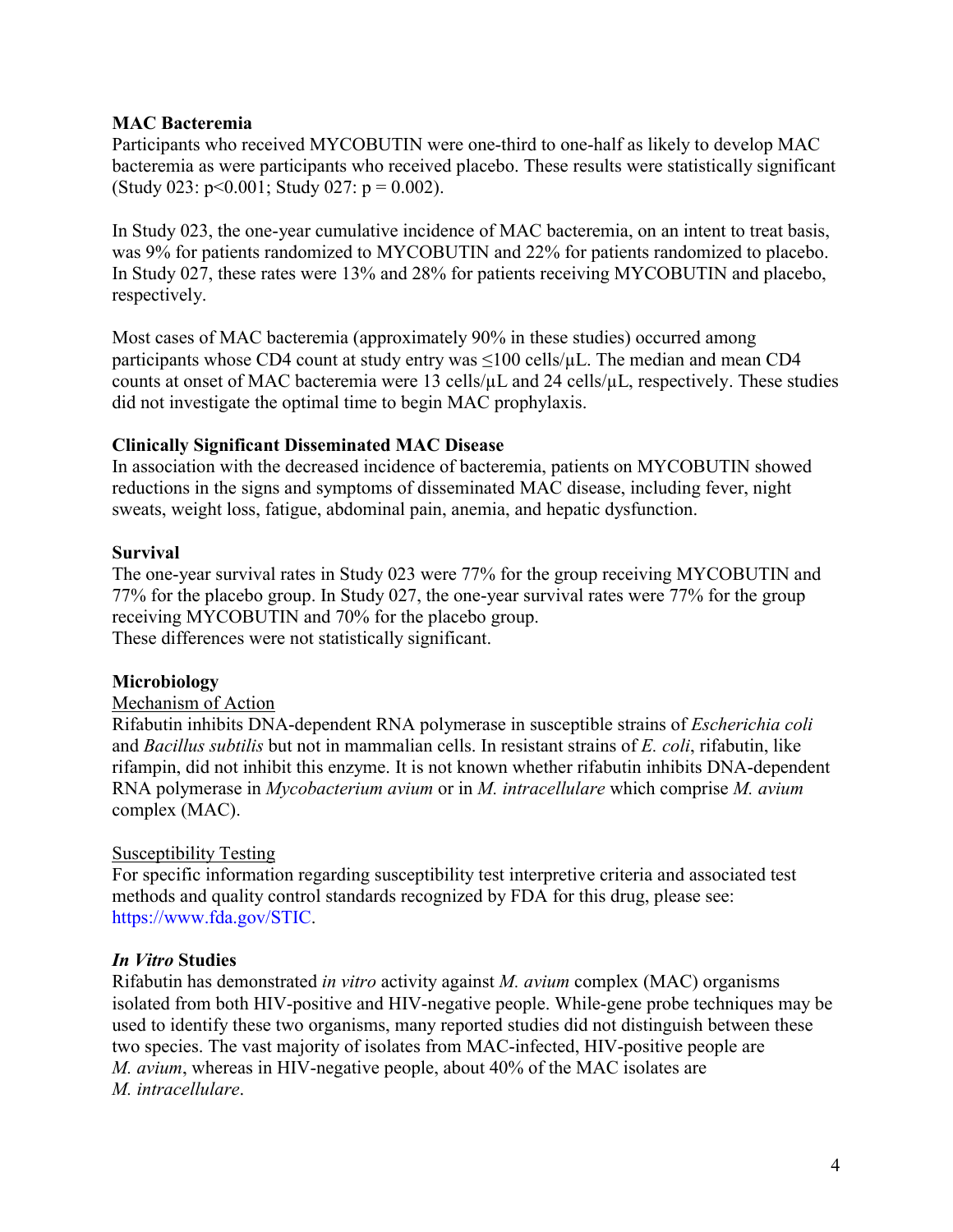**MAC Bacteremia**

Participants who received MYCOBUTIN were one-third to one-half as likely to develop MAC bacteremia as were participants who received placebo. These results were statistically significant (Study 023: $p<0.001$; Study 027: $p = 0.002$).

In Study 023, the one-year cumulative incidence of MAC bacteremia, on an intent to treat basis, was 9% for patients randomized to MYCOBUTIN and 22% for patients randomized to placebo. In Study 027, these rates were 13% and 28% for patients receiving MYCOBUTIN and placebo, respectively.

Most cases of MAC bacteremia (approximately 90% in these studies) occurred among participants whose CD4 count at study entry was ≤100 cells/µL. The median and mean CD4 counts at onset of MAC bacteremia were 13 cells/µL and 24 cells/µL, respectively. These studies did not investigate the optimal time to begin MAC prophylaxis.

**Clinically Significant Disseminated MAC Disease**

In association with the decreased incidence of bacteremia, patients on MYCOBUTIN showed reductions in the signs and symptoms of disseminated MAC disease, including fever, night sweats, weight loss, fatigue, abdominal pain, anemia, and hepatic dysfunction.

**Survival**

The one-year survival rates in Study 023 were 77% for the group receiving MYCOBUTIN and 77% for the placebo group. In Study 027, the one-year survival rates were 77% for the group receiving MYCOBUTIN and 70% for the placebo group.
These differences were not statistically significant.

**Microbiology**

Mechanism of Action

Rifabutin inhibits DNA-dependent RNA polymerase in susceptible strains of *Escherichia coli* and *Bacillus subtilis* but not in mammalian cells. In resistant strains of *E. coli*, rifabutin, like rifampin, did not inhibit this enzyme. It is not known whether rifabutin inhibits DNA-dependent RNA polymerase in *Mycobacterium avium* or in *M. intracellulare* which comprise *M. avium* complex (MAC).

Susceptibility Testing

For specific information regarding susceptibility test interpretive criteria and associated test methods and quality control standards recognized by FDA for this drug, please see: https://www.fda.gov/STIC.

***In Vitro* Studies**

Rifabutin has demonstrated *in vitro* activity against *M. avium* complex (MAC) organisms isolated from both HIV-positive and HIV-negative people. While-gene probe techniques may be used to identify these two organisms, many reported studies did not distinguish between these two species. The vast majority of isolates from MAC-infected, HIV-positive people are *M. avium*, whereas in HIV-negative people, about 40% of the MAC isolates are *M. intracellulare*.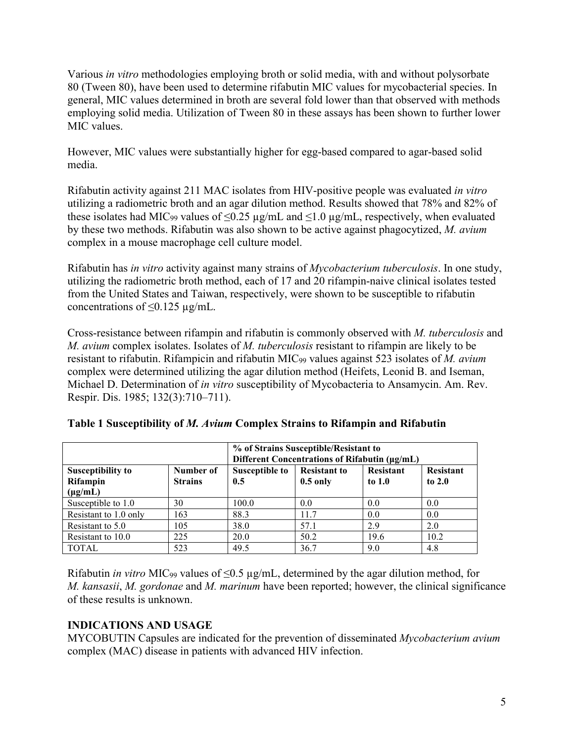Various *in vitro* methodologies employing broth or solid media, with and without polysorbate 80 (Tween 80), have been used to determine rifabutin MIC values for mycobacterial species. In general, MIC values determined in broth are several fold lower than that observed with methods employing solid media. Utilization of Tween 80 in these assays has been shown to further lower MIC values.

However, MIC values were substantially higher for egg-based compared to agar-based solid media.

Rifabutin activity against 211 MAC isolates from HIV-positive people was evaluated *in vitro* utilizing a radiometric broth and an agar dilution method. Results showed that 78% and 82% of these isolates had $MIC_{99}$ values of ≤0.25 µg/mL and ≤1.0 µg/mL, respectively, when evaluated by these two methods. Rifabutin was also shown to be active against phagocytized, *M. avium* complex in a mouse macrophage cell culture model.

Rifabutin has *in vitro* activity against many strains of *Mycobacterium tuberculosis*. In one study, utilizing the radiometric broth method, each of 17 and 20 rifampin-naive clinical isolates tested from the United States and Taiwan, respectively, were shown to be susceptible to rifabutin concentrations of ≤0.125 µg/mL.

Cross-resistance between rifampin and rifabutin is commonly observed with *M. tuberculosis* and *M. avium* complex isolates. Isolates of *M. tuberculosis* resistant to rifampin are likely to be resistant to rifabutin. Rifampicin and rifabutin $MIC_{99}$ values against 523 isolates of *M. avium* complex were determined utilizing the agar dilution method (Heifets, Leonid B. and Iseman, Michael D. Determination of *in vitro* susceptibility of Mycobacteria to Ansamycin. Am. Rev. Respir. Dis. 1985; 132(3):710–711).

**Table 1 Susceptibility of *M. Avium* Complex Strains to Rifampin and Rifabutin**

| | | **% of Strains Susceptible/Resistant to Different Concentrations of Rifabutin (µg/mL)** | | | |
|---|---|---|---|---|---|
| **Susceptibility to Rifampin (µg/mL)** | **Number of Strains** | **Susceptible to 0.5** | **Resistant to 0.5 only** | **Resistant to 1.0** | **Resistant to 2.0** |
| Susceptible to 1.0 | 30 | 100.0 | 0.0 | 0.0 | 0.0 |
| Resistant to 1.0 only | 163 | 88.3 | 11.7 | 0.0 | 0.0 |
| Resistant to 5.0 | 105 | 38.0 | 57.1 | 2.9 | 2.0 |
| Resistant to 10.0 | 225 | 20.0 | 50.2 | 19.6 | 10.2 |
| TOTAL | 523 | 49.5 | 36.7 | 9.0 | 4.8 |

Rifabutin *in vitro* $MIC_{99}$ values of ≤0.5 µg/mL, determined by the agar dilution method, for *M. kansasii*, *M. gordonae* and *M. marinum* have been reported; however, the clinical significance of these results is unknown.

## INDICATIONS AND USAGE

MYCOBUTIN Capsules are indicated for the prevention of disseminated *Mycobacterium avium* complex (MAC) disease in patients with advanced HIV infection.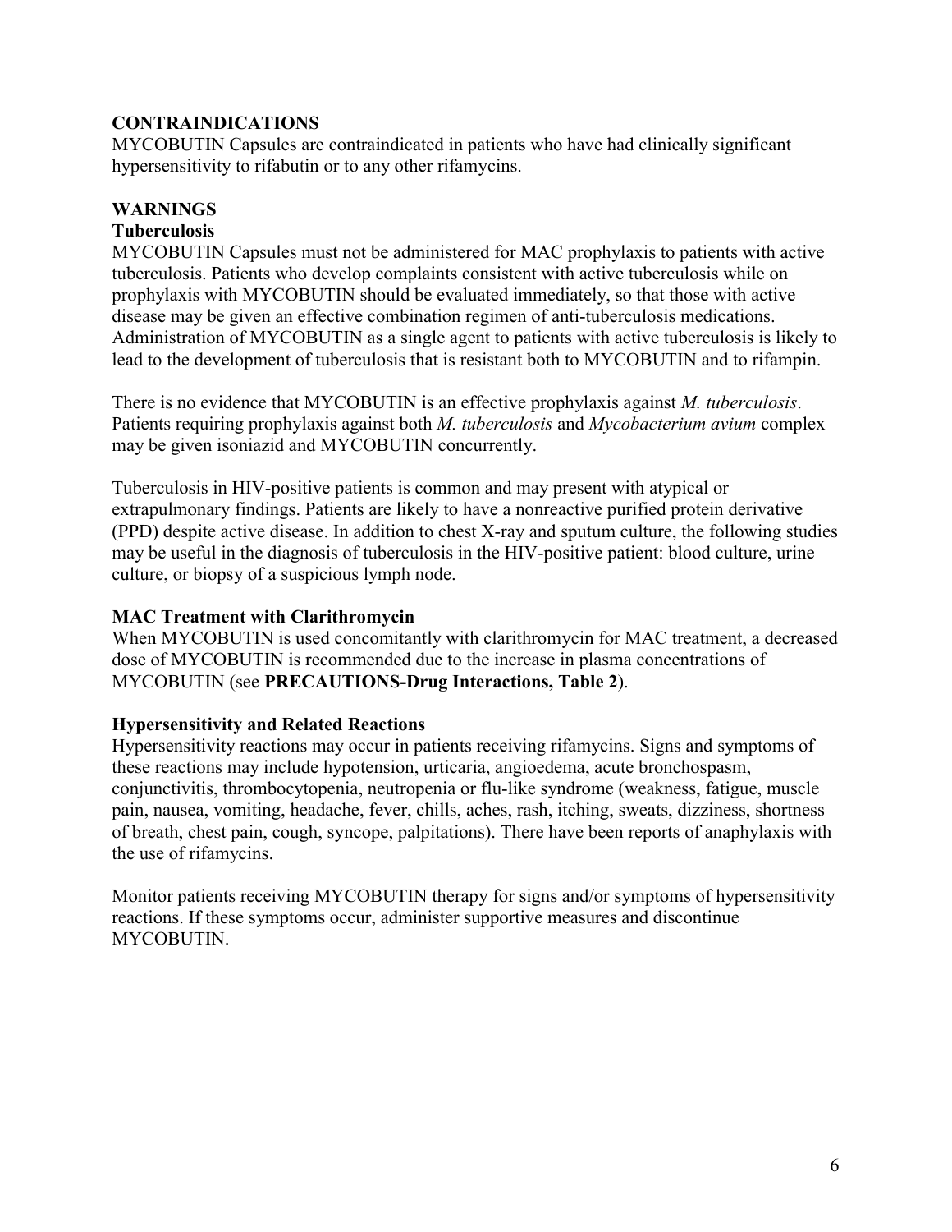## CONTRAINDICATIONS

MYCOBUTIN Capsules are contraindicated in patients who have had clinically significant hypersensitivity to rifabutin or to any other rifamycins.

## WARNINGS

### Tuberculosis

MYCOBUTIN Capsules must not be administered for MAC prophylaxis to patients with active tuberculosis. Patients who develop complaints consistent with active tuberculosis while on prophylaxis with MYCOBUTIN should be evaluated immediately, so that those with active disease may be given an effective combination regimen of anti-tuberculosis medications. Administration of MYCOBUTIN as a single agent to patients with active tuberculosis is likely to lead to the development of tuberculosis that is resistant both to MYCOBUTIN and to rifampin.

There is no evidence that MYCOBUTIN is an effective prophylaxis against *M. tuberculosis*. Patients requiring prophylaxis against both *M. tuberculosis* and *Mycobacterium avium* complex may be given isoniazid and MYCOBUTIN concurrently.

Tuberculosis in HIV-positive patients is common and may present with atypical or extrapulmonary findings. Patients are likely to have a nonreactive purified protein derivative (PPD) despite active disease. In addition to chest X-ray and sputum culture, the following studies may be useful in the diagnosis of tuberculosis in the HIV-positive patient: blood culture, urine culture, or biopsy of a suspicious lymph node.

### MAC Treatment with Clarithromycin

When MYCOBUTIN is used concomitantly with clarithromycin for MAC treatment, a decreased dose of MYCOBUTIN is recommended due to the increase in plasma concentrations of MYCOBUTIN (see **PRECAUTIONS-Drug Interactions, Table 2**).

### Hypersensitivity and Related Reactions

Hypersensitivity reactions may occur in patients receiving rifamycins. Signs and symptoms of these reactions may include hypotension, urticaria, angioedema, acute bronchospasm, conjunctivitis, thrombocytopenia, neutropenia or flu-like syndrome (weakness, fatigue, muscle pain, nausea, vomiting, headache, fever, chills, aches, rash, itching, sweats, dizziness, shortness of breath, chest pain, cough, syncope, palpitations). There have been reports of anaphylaxis with the use of rifamycins.

Monitor patients receiving MYCOBUTIN therapy for signs and/or symptoms of hypersensitivity reactions. If these symptoms occur, administer supportive measures and discontinue MYCOBUTIN.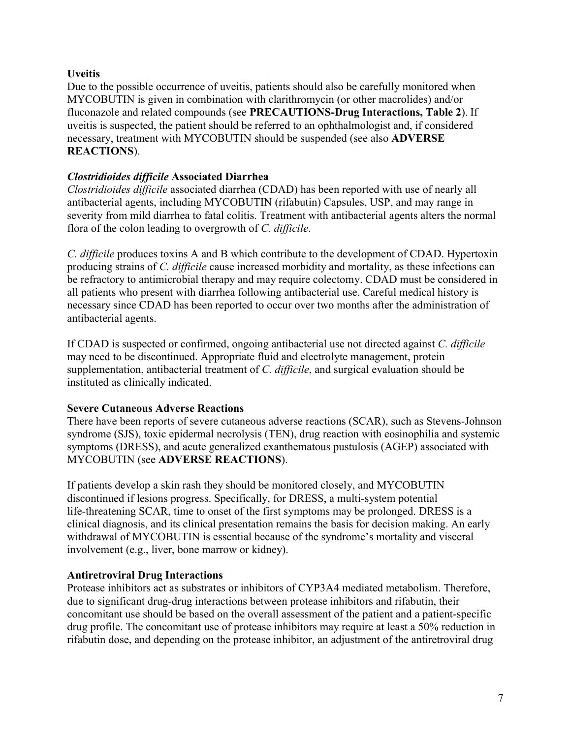**Uveitis**

Due to the possible occurrence of uveitis, patients should also be carefully monitored when MYCOBUTIN is given in combination with clarithromycin (or other macrolides) and/or fluconazole and related compounds (see **PRECAUTIONS-Drug Interactions, Table 2**). If uveitis is suspected, the patient should be referred to an ophthalmologist and, if considered necessary, treatment with MYCOBUTIN should be suspended (see also **ADVERSE REACTIONS**).

***Clostridioides difficile* Associated Diarrhea**

*Clostridioides difficile* associated diarrhea (CDAD) has been reported with use of nearly all antibacterial agents, including MYCOBUTIN (rifabutin) Capsules, USP, and may range in severity from mild diarrhea to fatal colitis. Treatment with antibacterial agents alters the normal flora of the colon leading to overgrowth of *C. difficile*.

*C. difficile* produces toxins A and B which contribute to the development of CDAD. Hypertoxin producing strains of *C. difficile* cause increased morbidity and mortality, as these infections can be refractory to antimicrobial therapy and may require colectomy. CDAD must be considered in all patients who present with diarrhea following antibacterial use. Careful medical history is necessary since CDAD has been reported to occur over two months after the administration of antibacterial agents.

If CDAD is suspected or confirmed, ongoing antibacterial use not directed against *C. difficile* may need to be discontinued. Appropriate fluid and electrolyte management, protein supplementation, antibacterial treatment of *C. difficile*, and surgical evaluation should be instituted as clinically indicated.

**Severe Cutaneous Adverse Reactions**

There have been reports of severe cutaneous adverse reactions (SCAR), such as Stevens-Johnson syndrome (SJS), toxic epidermal necrolysis (TEN), drug reaction with eosinophilia and systemic symptoms (DRESS), and acute generalized exanthematous pustulosis (AGEP) associated with MYCOBUTIN (see **ADVERSE REACTIONS**).

If patients develop a skin rash they should be monitored closely, and MYCOBUTIN discontinued if lesions progress. Specifically, for DRESS, a multi-system potential life-threatening SCAR, time to onset of the first symptoms may be prolonged. DRESS is a clinical diagnosis, and its clinical presentation remains the basis for decision making. An early withdrawal of MYCOBUTIN is essential because of the syndrome's mortality and visceral involvement (e.g., liver, bone marrow or kidney).

**Antiretroviral Drug Interactions**

Protease inhibitors act as substrates or inhibitors of CYP3A4 mediated metabolism. Therefore, due to significant drug-drug interactions between protease inhibitors and rifabutin, their concomitant use should be based on the overall assessment of the patient and a patient-specific drug profile. The concomitant use of protease inhibitors may require at least a 50% reduction in rifabutin dose, and depending on the protease inhibitor, an adjustment of the antiretroviral drug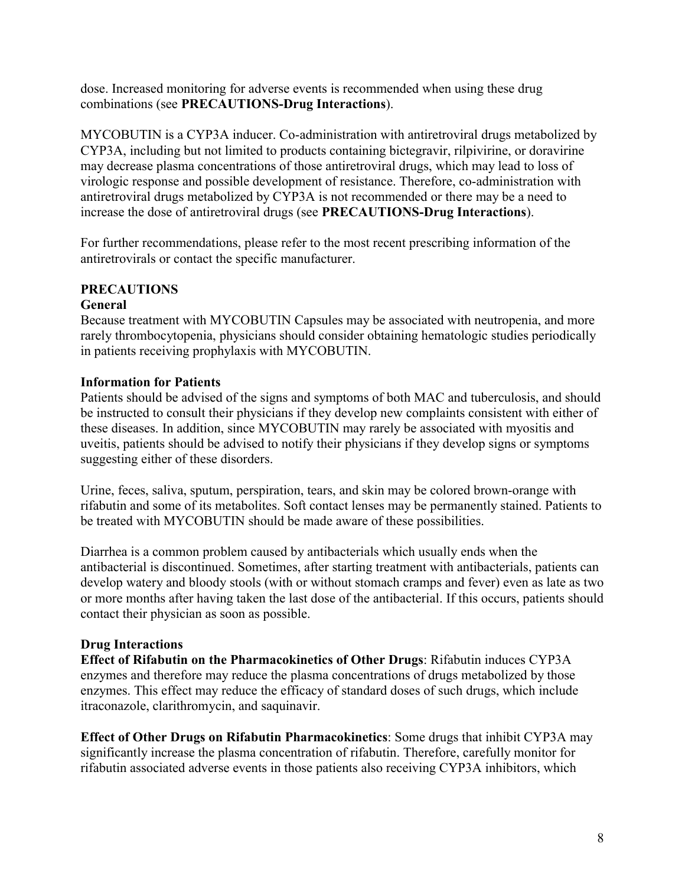dose. Increased monitoring for adverse events is recommended when using these drug combinations (see **PRECAUTIONS-Drug Interactions**).

MYCOBUTIN is a CYP3A inducer. Co-administration with antiretroviral drugs metabolized by CYP3A, including but not limited to products containing bictegravir, rilpivirine, or doravirine may decrease plasma concentrations of those antiretroviral drugs, which may lead to loss of virologic response and possible development of resistance. Therefore, co-administration with antiretroviral drugs metabolized by CYP3A is not recommended or there may be a need to increase the dose of antiretroviral drugs (see **PRECAUTIONS-Drug Interactions**).

For further recommendations, please refer to the most recent prescribing information of the antiretrovirals or contact the specific manufacturer.

## PRECAUTIONS

### General

Because treatment with MYCOBUTIN Capsules may be associated with neutropenia, and more rarely thrombocytopenia, physicians should consider obtaining hematologic studies periodically in patients receiving prophylaxis with MYCOBUTIN.

### Information for Patients

Patients should be advised of the signs and symptoms of both MAC and tuberculosis, and should be instructed to consult their physicians if they develop new complaints consistent with either of these diseases. In addition, since MYCOBUTIN may rarely be associated with myositis and uveitis, patients should be advised to notify their physicians if they develop signs or symptoms suggesting either of these disorders.

Urine, feces, saliva, sputum, perspiration, tears, and skin may be colored brown-orange with rifabutin and some of its metabolites. Soft contact lenses may be permanently stained. Patients to be treated with MYCOBUTIN should be made aware of these possibilities.

Diarrhea is a common problem caused by antibacterials which usually ends when the antibacterial is discontinued. Sometimes, after starting treatment with antibacterials, patients can develop watery and bloody stools (with or without stomach cramps and fever) even as late as two or more months after having taken the last dose of the antibacterial. If this occurs, patients should contact their physician as soon as possible.

### Drug Interactions

**Effect of Rifabutin on the Pharmacokinetics of Other Drugs**: Rifabutin induces CYP3A enzymes and therefore may reduce the plasma concentrations of drugs metabolized by those enzymes. This effect may reduce the efficacy of standard doses of such drugs, which include itraconazole, clarithromycin, and saquinavir.

**Effect of Other Drugs on Rifabutin Pharmacokinetics**: Some drugs that inhibit CYP3A may significantly increase the plasma concentration of rifabutin. Therefore, carefully monitor for rifabutin associated adverse events in those patients also receiving CYP3A inhibitors, which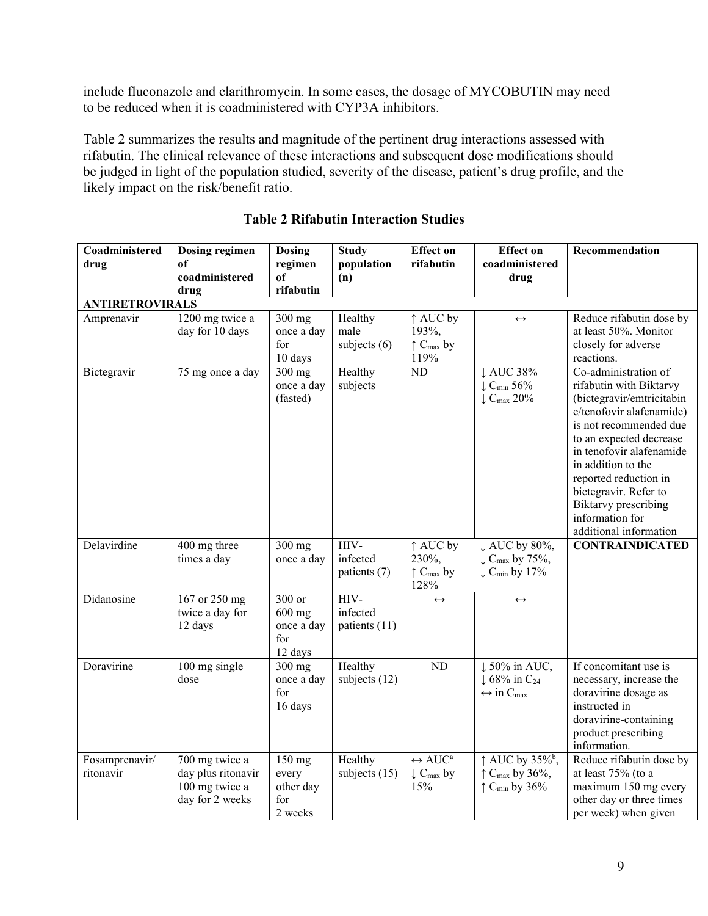include fluconazole and clarithromycin. In some cases, the dosage of MYCOBUTIN may need to be reduced when it is coadministered with CYP3A inhibitors.

Table 2 summarizes the results and magnitude of the pertinent drug interactions assessed with rifabutin. The clinical relevance of these interactions and subsequent dose modifications should be judged in light of the population studied, severity of the disease, patient's drug profile, and the likely impact on the risk/benefit ratio.

**Table 2 Rifabutin Interaction Studies**

| Coadministered drug | Dosing regimen of coadministered drug | Dosing regimen of rifabutin | Study population (n) | Effect on rifabutin | Effect on coadministered drug | Recommendation |
|---|---|---|---|---|---|---|
| **ANTIRETROVIRALS** | | | | | | |
| Amprenavir | 1200 mg twice a day for 10 days | 300 mg once a day for 10 days | Healthy male subjects (6) | ↑ AUC by 193%, ↑ $C_{max}$ by 119% | ↔ | Reduce rifabutin dose by at least 50%. Monitor closely for adverse reactions. |
| Bictegravir | 75 mg once a day | 300 mg once a day (fasted) | Healthy subjects | ND | ↓ AUC 38% ↓ $C_{min}$ 56% ↓ $C_{max}$ 20% | Co-administration of rifabutin with Biktarvy (bictegravir/emtricitabine/tenofovir alafenamide) is not recommended due to an expected decrease in tenofovir alafenamide in addition to the reported reduction in bictegravir. Refer to Biktarvy prescribing information for additional information |
| Delavirdine | 400 mg three times a day | 300 mg once a day | HIV-infected patients (7) | ↑ AUC by 230%, ↑ $C_{max}$ by 128% | ↓ AUC by 80%, ↓ $C_{max}$ by 75%, ↓ $C_{min}$ by 17% | **CONTRAINDICATED** |
| Didanosine | 167 or 250 mg twice a day for 12 days | 300 or 600 mg once a day for 12 days | HIV-infected patients (11) | ↔ | ↔ | |
| Doravirine | 100 mg single dose | 300 mg once a day for 16 days | Healthy subjects (12) | ND | ↓ 50% in AUC, ↓ 68% in $C_{24}$ ↔ in $C_{max}$ | If concomitant use is necessary, increase the doravirine dosage as instructed in doravirine-containing product prescribing information. |
| Fosamprenavir/ ritonavir | 700 mg twice a day plus ritonavir 100 mg twice a day for 2 weeks | 150 mg every other day for 2 weeks | Healthy subjects (15) | ↔ AUC[a] ↓ $C_{max}$ by 15% | ↑ AUC by 35%[b], ↑ $C_{max}$ by 36%, ↑ $C_{min}$ by 36% | Reduce rifabutin dose by at least 75% (to a maximum 150 mg every other day or three times per week) when given |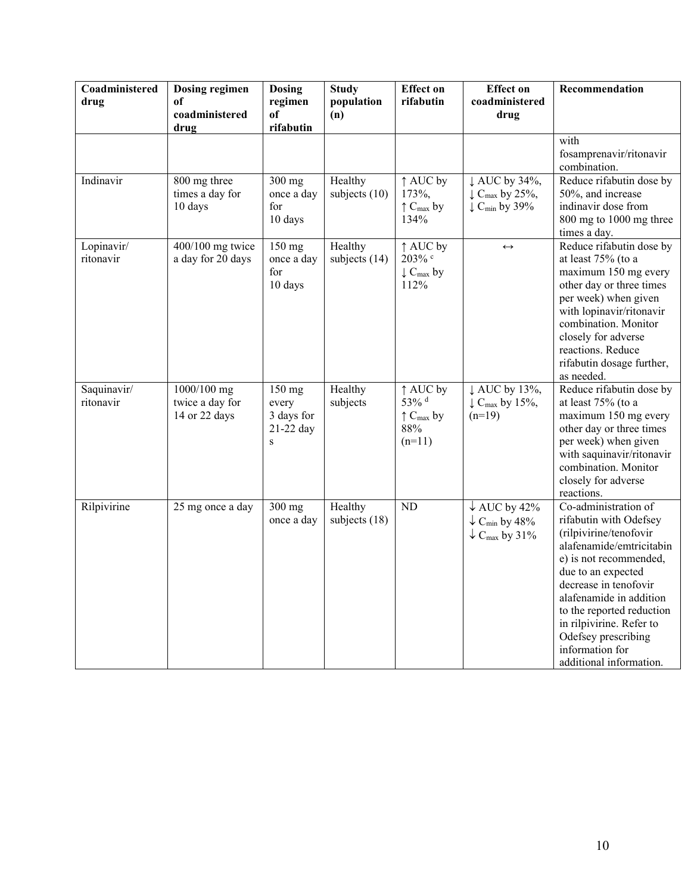| Coadministered drug | Dosing regimen of coadministered drug | Dosing regimen of rifabutin | Study population (n) | Effect on rifabutin | Effect on coadministered drug | Recommendation |
|---|---|---|---|---|---|---|
| | | | | | | with fosamprenavir/ritonavir combination. |
| Indinavir | 800 mg three times a day for 10 days | 300 mg once a day for 10 days | Healthy subjects (10) | ↑ AUC by 173%, ↑ $C_{max}$ by 134% | ↓ AUC by 34%, ↓ $C_{max}$ by 25%, ↓ $C_{min}$ by 39% | Reduce rifabutin dose by 50%, and increase indinavir dose from 800 mg to 1000 mg three times a day. |
| Lopinavir/ ritonavir | 400/100 mg twice a day for 20 days | 150 mg once a day for 10 days | Healthy subjects (14) | ↑ AUC by 203% [c] ↓ $C_{max}$ by 112% | ↔ | Reduce rifabutin dose by at least 75% (to a maximum 150 mg every other day or three times per week) when given with lopinavir/ritonavir combination. Monitor closely for adverse reactions. Reduce rifabutin dosage further, as needed. |
| Saquinavir/ ritonavir | 1000/100 mg twice a day for 14 or 22 days | 150 mg every 3 days for 21-22 days | Healthy subjects | ↑ AUC by 53% [d] ↑ $C_{max}$ by 88% (n=11) | ↓ AUC by 13%, ↓ $C_{max}$ by 15%, (n=19) | Reduce rifabutin dose by at least 75% (to a maximum 150 mg every other day or three times per week) when given with saquinavir/ritonavir combination. Monitor closely for adverse reactions. |
| Rilpivirine | 25 mg once a day | 300 mg once a day | Healthy subjects (18) | ND | ↓ AUC by 42% ↓ $C_{min}$ by 48% ↓ $C_{max}$ by 31% | Co-administration of rifabutin with Odefsey (rilpivirine/tenofovir alafenamide/emtricitabine) is not recommended, due to an expected decrease in tenofovir alafenamide in addition to the reported reduction in rilpivirine. Refer to Odefsey prescribing information for additional information. |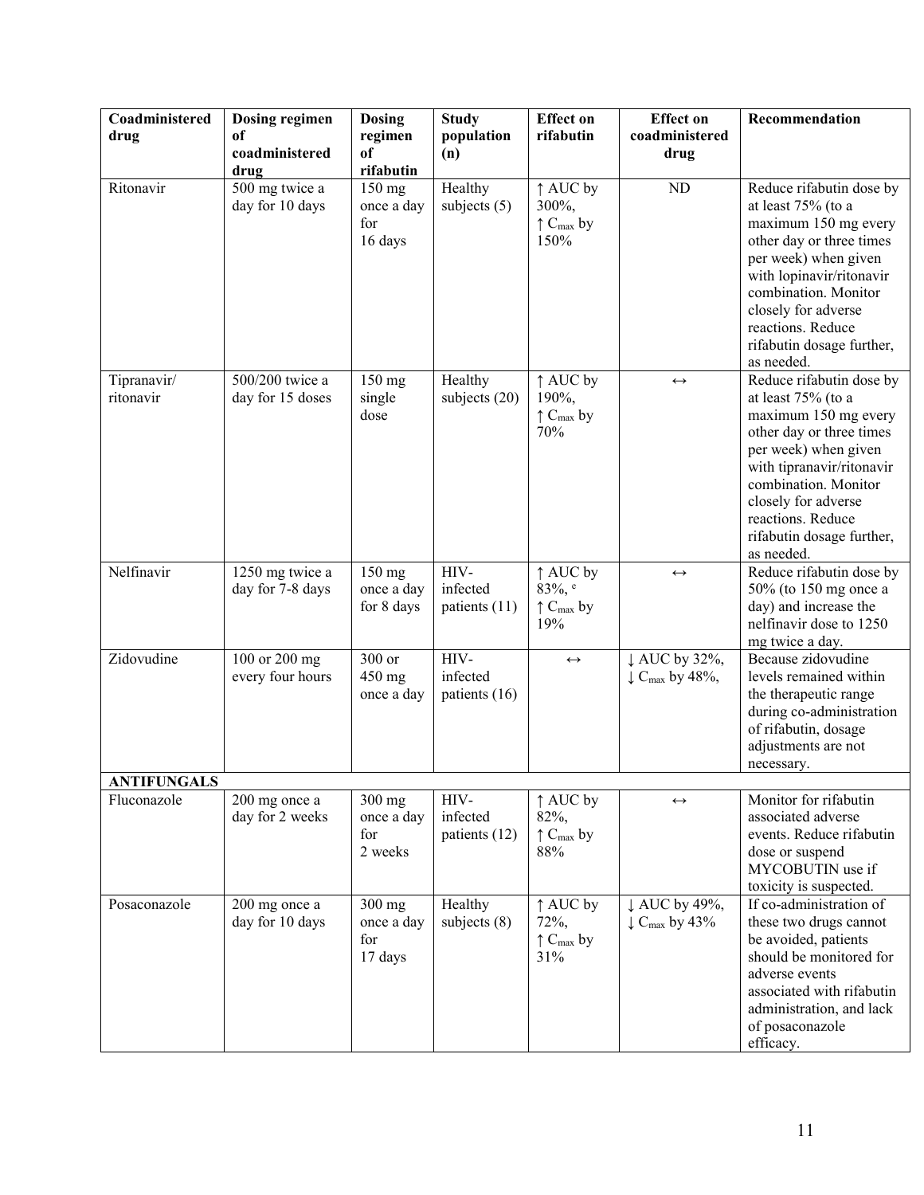| Coadministered drug | Dosing regimen of coadministered drug | Dosing regimen of rifabutin | Study population (n) | Effect on rifabutin | Effect on coadministered drug | Recommendation |
|---|---|---|---|---|---|---|
| Ritonavir | 500 mg twice a day for 10 days | 150 mg once a day for 16 days | Healthy subjects (5) | ↑ AUC by 300%, ↑ $C_{max}$ by 150% | ND | Reduce rifabutin dose by at least 75% (to a maximum 150 mg every other day or three times per week) when given with lopinavir/ritonavir combination. Monitor closely for adverse reactions. Reduce rifabutin dosage further, as needed. |
| Tipranavir/ ritonavir | 500/200 twice a day for 15 doses | 150 mg single dose | Healthy subjects (20) | ↑ AUC by 190%, ↑ $C_{max}$ by 70% | ↔ | Reduce rifabutin dose by at least 75% (to a maximum 150 mg every other day or three times per week) when given with tipranavir/ritonavir combination. Monitor closely for adverse reactions. Reduce rifabutin dosage further, as needed. |
| Nelfinavir | 1250 mg twice a day for 7-8 days | 150 mg once a day for 8 days | HIV-infected patients (11) | ↑ AUC by 83%, [e] ↑ $C_{max}$ by 19% | ↔ | Reduce rifabutin dose by 50% (to 150 mg once a day) and increase the nelfinavir dose to 1250 mg twice a day. |
| Zidovudine | 100 or 200 mg every four hours | 300 or 450 mg once a day | HIV-infected patients (16) | ↔ | ↓ AUC by 32%, ↓ $C_{max}$ by 48%, | Because zidovudine levels remained within the therapeutic range during co-administration of rifabutin, dosage adjustments are not necessary. |
| **ANTIFUNGALS** | | | | | | |
| Fluconazole | 200 mg once a day for 2 weeks | 300 mg once a day for 2 weeks | HIV-infected patients (12) | ↑ AUC by 82%, ↑ $C_{max}$ by 88% | ↔ | Monitor for rifabutin associated adverse events. Reduce rifabutin dose or suspend MYCOBUTIN use if toxicity is suspected. |
| Posaconazole | 200 mg once a day for 10 days | 300 mg once a day for 17 days | Healthy subjects (8) | ↑ AUC by 72%, ↑ $C_{max}$ by 31% | ↓ AUC by 49%, ↓ $C_{max}$ by 43% | If co-administration of these two drugs cannot be avoided, patients should be monitored for adverse events associated with rifabutin administration, and lack of posaconazole efficacy. |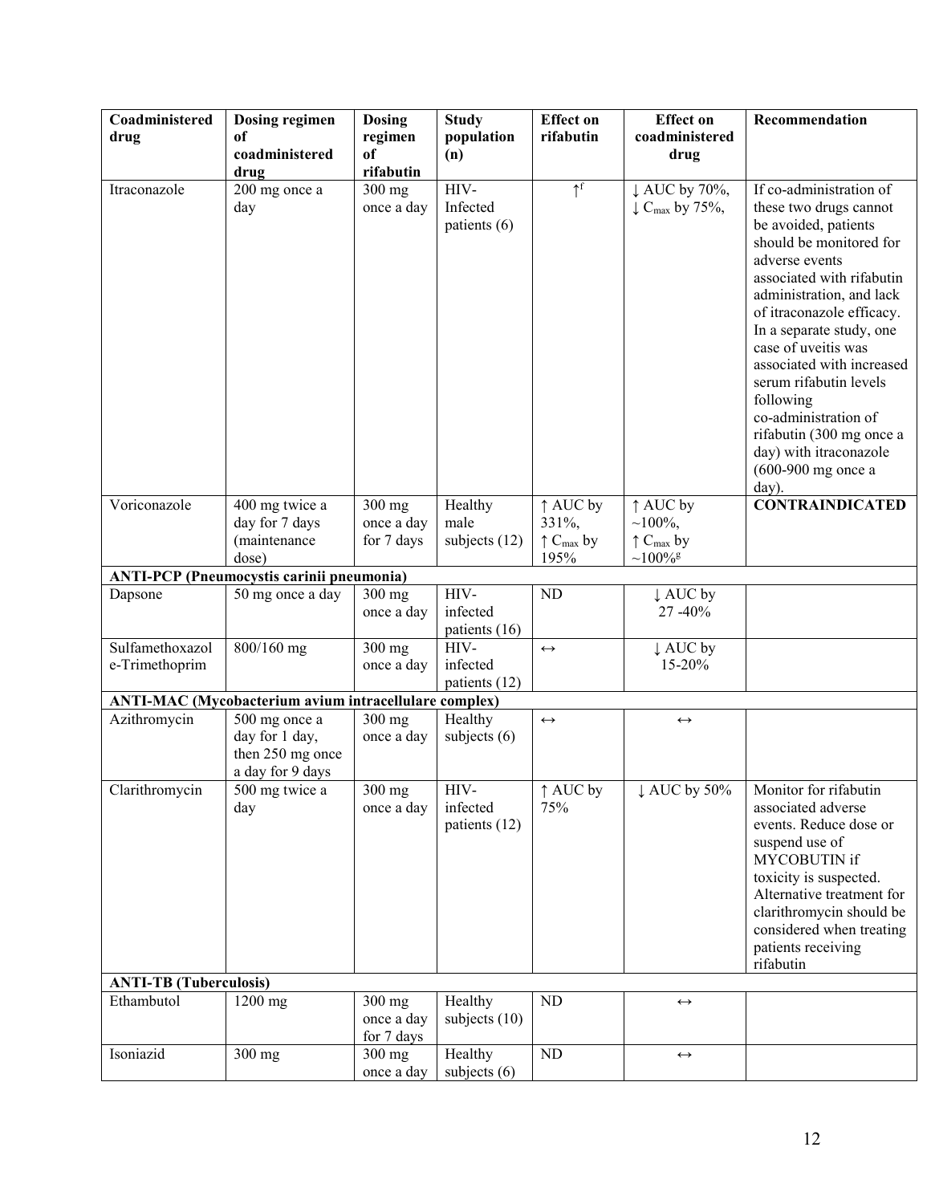| Coadministered drug | Dosing regimen of coadministered drug | Dosing regimen of rifabutin | Study population (n) | Effect on rifabutin | Effect on coadministered drug | Recommendation |
|---|---|---|---|---|---|---|
| Itraconazole | 200 mg once a day | 300 mg once a day | HIV-Infected patients (6) | ↑[f] | ↓ AUC by 70%, ↓ $C_{max}$ by 75%, | If co-administration of these two drugs cannot be avoided, patients should be monitored for adverse events associated with rifabutin administration, and lack of itraconazole efficacy. In a separate study, one case of uveitis was associated with increased serum rifabutin levels following co-administration of rifabutin (300 mg once a day) with itraconazole (600-900 mg once a day). |
| Voriconazole | 400 mg twice a day for 7 days (maintenance dose) | 300 mg once a day for 7 days | Healthy male subjects (12) | ↑ AUC by 331%, ↑ $C_{max}$ by 195% | ↑ AUC by ~100%, ↑ $C_{max}$ by ~100%[g] | **CONTRAINDICATED** |
| **ANTI-PCP (Pneumocystis carinii pneumonia)** | | | | | | |
| Dapsone | 50 mg once a day | 300 mg once a day | HIV-infected patients (16) | ND | ↓ AUC by 27 -40% | |
| Sulfamethoxazole-Trimethoprim | 800/160 mg | 300 mg once a day | HIV-infected patients (12) | ↔ | ↓ AUC by 15-20% | |
| **ANTI-MAC (Mycobacterium avium intracellulare complex)** | | | | | | |
| Azithromycin | 500 mg once a day for 1 day, then 250 mg once a day for 9 days | 300 mg once a day | Healthy subjects (6) | ↔ | ↔ | |
| Clarithromycin | 500 mg twice a day | 300 mg once a day | HIV-infected patients (12) | ↑ AUC by 75% | ↓ AUC by 50% | Monitor for rifabutin associated adverse events. Reduce dose or suspend use of MYCOBUTIN if toxicity is suspected. Alternative treatment for clarithromycin should be considered when treating patients receiving rifabutin |
| **ANTI-TB (Tuberculosis)** | | | | | | |
| Ethambutol | 1200 mg | 300 mg once a day for 7 days | Healthy subjects (10) | ND | ↔ | |
| Isoniazid | 300 mg | 300 mg once a day | Healthy subjects (6) | ND | ↔ | |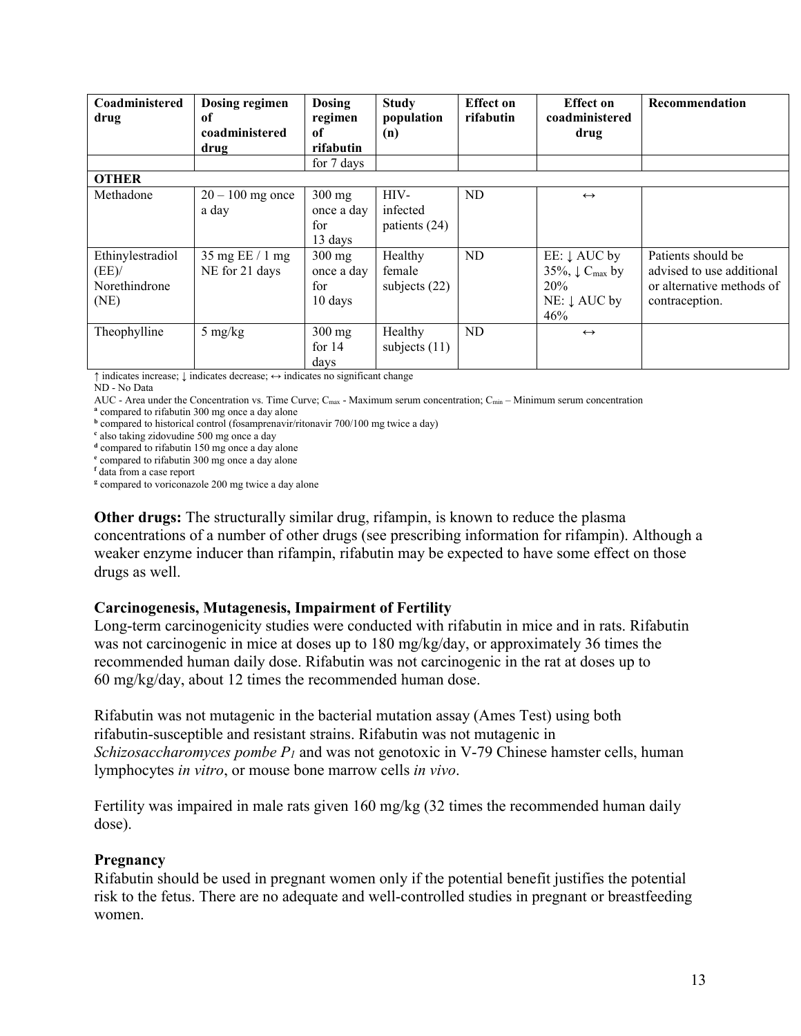| Coadministered drug | Dosing regimen of coadministered drug | Dosing regimen of rifabutin | Study population (n) | Effect on rifabutin | Effect on coadministered drug | Recommendation |
|---|---|---|---|---|---|---|
| | | for 7 days | | | | |
| **OTHER** | | | | | | |
| Methadone | 20 – 100 mg once a day | 300 mg once a day for 13 days | HIV-infected patients (24) | ND | ↔ | |
| Ethinylestradiol (EE)/ Norethindrone (NE) | 35 mg EE / 1 mg NE for 21 days | 300 mg once a day for 10 days | Healthy female subjects (22) | ND | EE: ↓ AUC by 35%, ↓ $C_{max}$ by 20%<br>NE: ↓ AUC by 46% | Patients should be advised to use additional or alternative methods of contraception. |
| Theophylline | 5 mg/kg | 300 mg for 14 days | Healthy subjects (11) | ND | ↔ | |

↑ indicates increase; ↓ indicates decrease; ↔ indicates no significant change

ND - No Data

AUC - Area under the Concentration vs. Time Curve; $C_{max}$ - Maximum serum concentration; $C_{min}$ – Minimum serum concentration

[a] compared to rifabutin 300 mg once a day alone

[b] compared to historical control (fosamprenavir/ritonavir 700/100 mg twice a day)

[c] also taking zidovudine 500 mg once a day

[d] compared to rifabutin 150 mg once a day alone

[e] compared to rifabutin 300 mg once a day alone

[f] data from a case report

[g] compared to voriconazole 200 mg twice a day alone

**Other drugs:** The structurally similar drug, rifampin, is known to reduce the plasma concentrations of a number of other drugs (see prescribing information for rifampin). Although a weaker enzyme inducer than rifampin, rifabutin may be expected to have some effect on those drugs as well.

### Carcinogenesis, Mutagenesis, Impairment of Fertility

Long-term carcinogenicity studies were conducted with rifabutin in mice and in rats. Rifabutin was not carcinogenic in mice at doses up to 180 mg/kg/day, or approximately 36 times the recommended human daily dose. Rifabutin was not carcinogenic in the rat at doses up to 60 mg/kg/day, about 12 times the recommended human dose.

Rifabutin was not mutagenic in the bacterial mutation assay (Ames Test) using both rifabutin-susceptible and resistant strains. Rifabutin was not mutagenic in *Schizosaccharomyces pombe $P_1$* and was not genotoxic in V-79 Chinese hamster cells, human lymphocytes *in vitro*, or mouse bone marrow cells *in vivo*.

Fertility was impaired in male rats given 160 mg/kg (32 times the recommended human daily dose).

### Pregnancy

Rifabutin should be used in pregnant women only if the potential benefit justifies the potential risk to the fetus. There are no adequate and well-controlled studies in pregnant or breastfeeding women.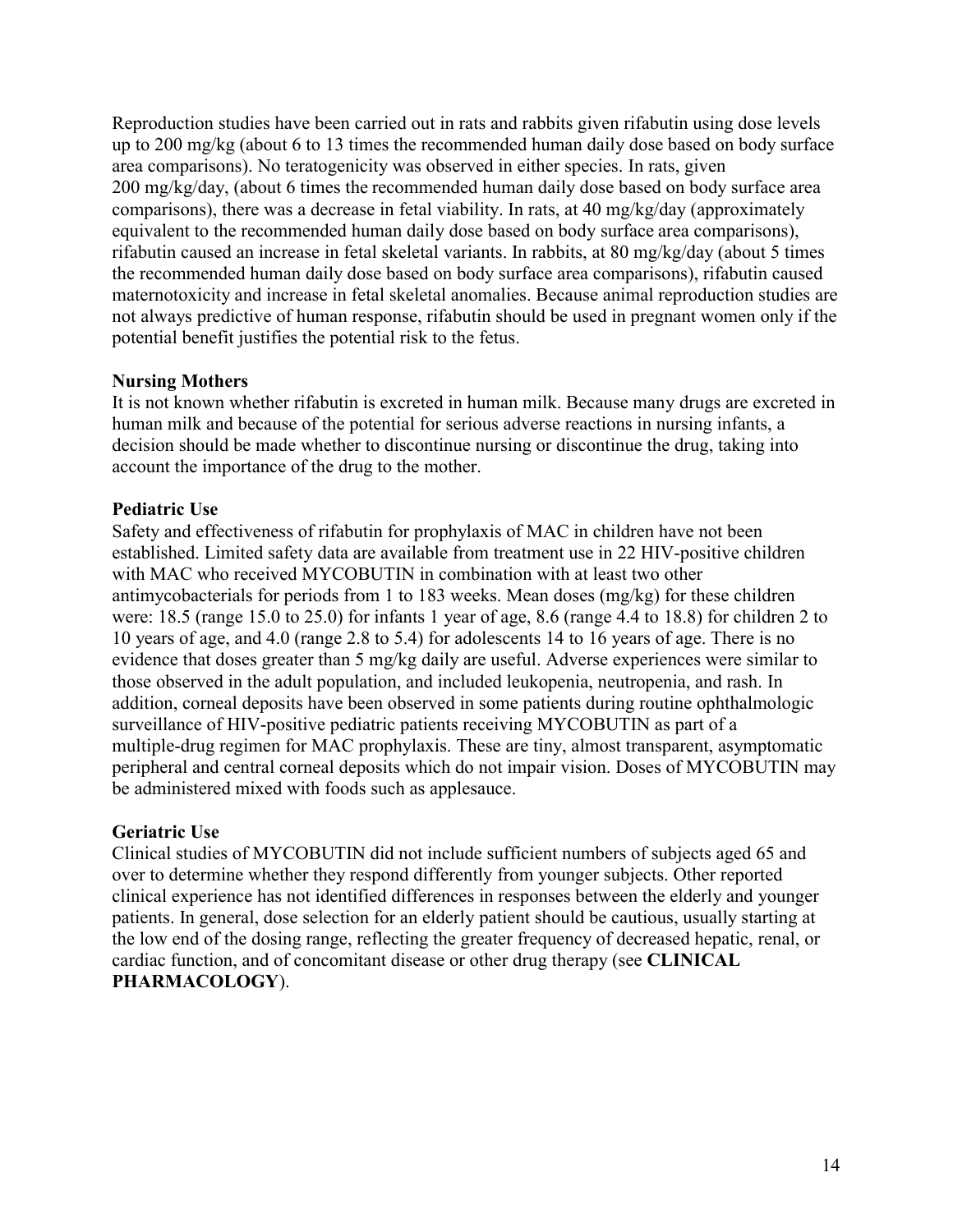Reproduction studies have been carried out in rats and rabbits given rifabutin using dose levels up to 200 mg/kg (about 6 to 13 times the recommended human daily dose based on body surface area comparisons). No teratogenicity was observed in either species. In rats, given 200 mg/kg/day, (about 6 times the recommended human daily dose based on body surface area comparisons), there was a decrease in fetal viability. In rats, at 40 mg/kg/day (approximately equivalent to the recommended human daily dose based on body surface area comparisons), rifabutin caused an increase in fetal skeletal variants. In rabbits, at 80 mg/kg/day (about 5 times the recommended human daily dose based on body surface area comparisons), rifabutin caused maternotoxicity and increase in fetal skeletal anomalies. Because animal reproduction studies are not always predictive of human response, rifabutin should be used in pregnant women only if the potential benefit justifies the potential risk to the fetus.

**Nursing Mothers**

It is not known whether rifabutin is excreted in human milk. Because many drugs are excreted in human milk and because of the potential for serious adverse reactions in nursing infants, a decision should be made whether to discontinue nursing or discontinue the drug, taking into account the importance of the drug to the mother.

**Pediatric Use**

Safety and effectiveness of rifabutin for prophylaxis of MAC in children have not been established. Limited safety data are available from treatment use in 22 HIV-positive children with MAC who received MYCOBUTIN in combination with at least two other antimycobacterials for periods from 1 to 183 weeks. Mean doses (mg/kg) for these children were: 18.5 (range 15.0 to 25.0) for infants 1 year of age, 8.6 (range 4.4 to 18.8) for children 2 to 10 years of age, and 4.0 (range 2.8 to 5.4) for adolescents 14 to 16 years of age. There is no evidence that doses greater than 5 mg/kg daily are useful. Adverse experiences were similar to those observed in the adult population, and included leukopenia, neutropenia, and rash. In addition, corneal deposits have been observed in some patients during routine ophthalmologic surveillance of HIV-positive pediatric patients receiving MYCOBUTIN as part of a multiple-drug regimen for MAC prophylaxis. These are tiny, almost transparent, asymptomatic peripheral and central corneal deposits which do not impair vision. Doses of MYCOBUTIN may be administered mixed with foods such as applesauce.

**Geriatric Use**

Clinical studies of MYCOBUTIN did not include sufficient numbers of subjects aged 65 and over to determine whether they respond differently from younger subjects. Other reported clinical experience has not identified differences in responses between the elderly and younger patients. In general, dose selection for an elderly patient should be cautious, usually starting at the low end of the dosing range, reflecting the greater frequency of decreased hepatic, renal, or cardiac function, and of concomitant disease or other drug therapy (see **CLINICAL PHARMACOLOGY**).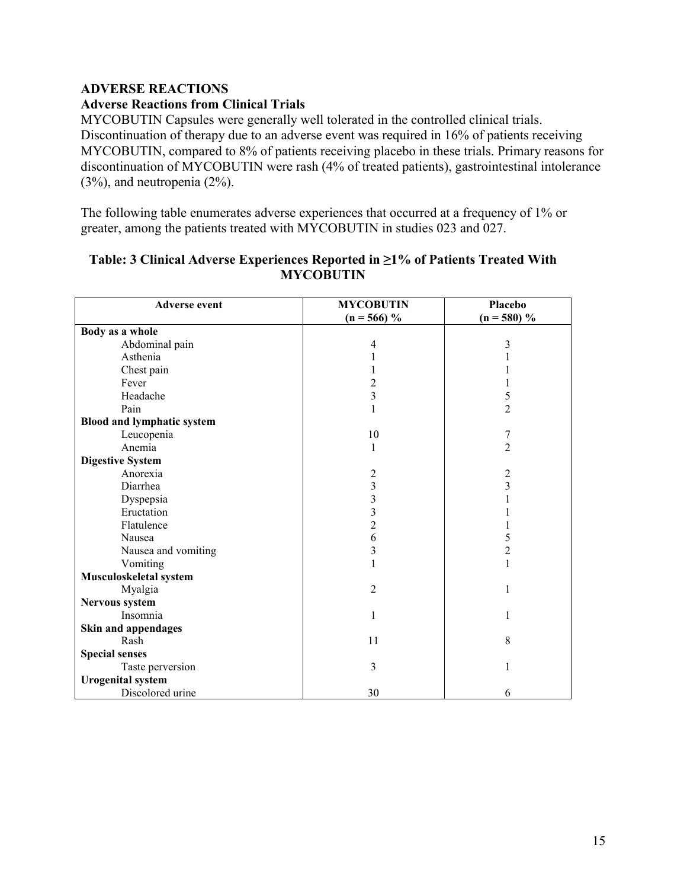## ADVERSE REACTIONS

### Adverse Reactions from Clinical Trials

MYCOBUTIN Capsules were generally well tolerated in the controlled clinical trials. Discontinuation of therapy due to an adverse event was required in 16% of patients receiving MYCOBUTIN, compared to 8% of patients receiving placebo in these trials. Primary reasons for discontinuation of MYCOBUTIN were rash (4% of treated patients), gastrointestinal intolerance (3%), and neutropenia (2%).

The following table enumerates adverse experiences that occurred at a frequency of 1% or greater, among the patients treated with MYCOBUTIN in studies 023 and 027.

**Table: 3 Clinical Adverse Experiences Reported in ≥1% of Patients Treated With MYCOBUTIN**

| Adverse event | MYCOBUTIN (n = 566) % | Placebo (n = 580) % |
|---|---|---|
| **Body as a whole** | | |
| Abdominal pain | 4 | 3 |
| Asthenia | 1 | 1 |
| Chest pain | 1 | 1 |
| Fever | 2 | 1 |
| Headache | 3 | 5 |
| Pain | 1 | 2 |
| **Blood and lymphatic system** | | |
| Leucopenia | 10 | 7 |
| Anemia | 1 | 2 |
| **Digestive System** | | |
| Anorexia | 2 | 2 |
| Diarrhea | 3 | 3 |
| Dyspepsia | 3 | 1 |
| Eructation | 3 | 1 |
| Flatulence | 2 | 1 |
| Nausea | 6 | 5 |
| Nausea and vomiting | 3 | 2 |
| Vomiting | 1 | 1 |
| **Musculoskeletal system** | | |
| Myalgia | 2 | 1 |
| **Nervous system** | | |
| Insomnia | 1 | 1 |
| **Skin and appendages** | | |
| Rash | 11 | 8 |
| **Special senses** | | |
| Taste perversion | 3 | 1 |
| **Urogenital system** | | |
| Discolored urine | 30 | 6 |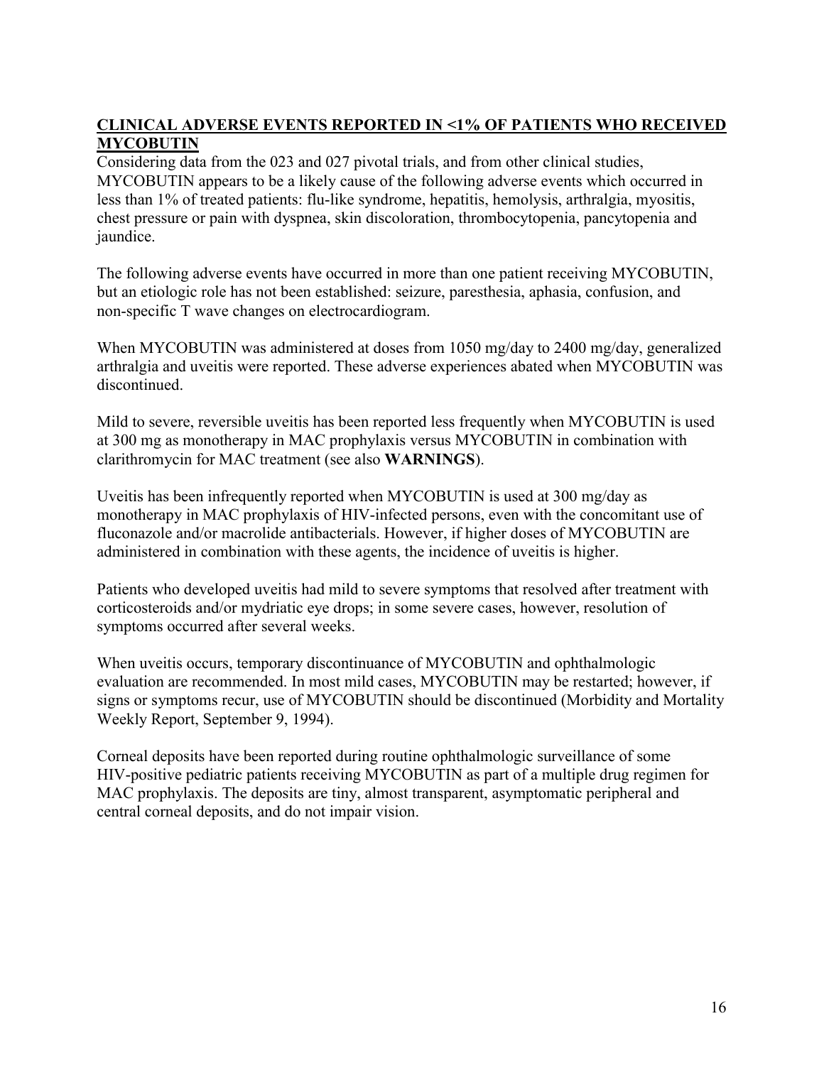## CLINICAL ADVERSE EVENTS REPORTED IN <1% OF PATIENTS WHO RECEIVED MYCOBUTIN

Considering data from the 023 and 027 pivotal trials, and from other clinical studies, MYCOBUTIN appears to be a likely cause of the following adverse events which occurred in less than 1% of treated patients: flu-like syndrome, hepatitis, hemolysis, arthralgia, myositis, chest pressure or pain with dyspnea, skin discoloration, thrombocytopenia, pancytopenia and jaundice.

The following adverse events have occurred in more than one patient receiving MYCOBUTIN, but an etiologic role has not been established: seizure, paresthesia, aphasia, confusion, and non-specific T wave changes on electrocardiogram.

When MYCOBUTIN was administered at doses from 1050 mg/day to 2400 mg/day, generalized arthralgia and uveitis were reported. These adverse experiences abated when MYCOBUTIN was discontinued.

Mild to severe, reversible uveitis has been reported less frequently when MYCOBUTIN is used at 300 mg as monotherapy in MAC prophylaxis versus MYCOBUTIN in combination with clarithromycin for MAC treatment (see also **WARNINGS**).

Uveitis has been infrequently reported when MYCOBUTIN is used at 300 mg/day as monotherapy in MAC prophylaxis of HIV-infected persons, even with the concomitant use of fluconazole and/or macrolide antibacterials. However, if higher doses of MYCOBUTIN are administered in combination with these agents, the incidence of uveitis is higher.

Patients who developed uveitis had mild to severe symptoms that resolved after treatment with corticosteroids and/or mydriatic eye drops; in some severe cases, however, resolution of symptoms occurred after several weeks.

When uveitis occurs, temporary discontinuance of MYCOBUTIN and ophthalmologic evaluation are recommended. In most mild cases, MYCOBUTIN may be restarted; however, if signs or symptoms recur, use of MYCOBUTIN should be discontinued (Morbidity and Mortality Weekly Report, September 9, 1994).

Corneal deposits have been reported during routine ophthalmologic surveillance of some HIV-positive pediatric patients receiving MYCOBUTIN as part of a multiple drug regimen for MAC prophylaxis. The deposits are tiny, almost transparent, asymptomatic peripheral and central corneal deposits, and do not impair vision.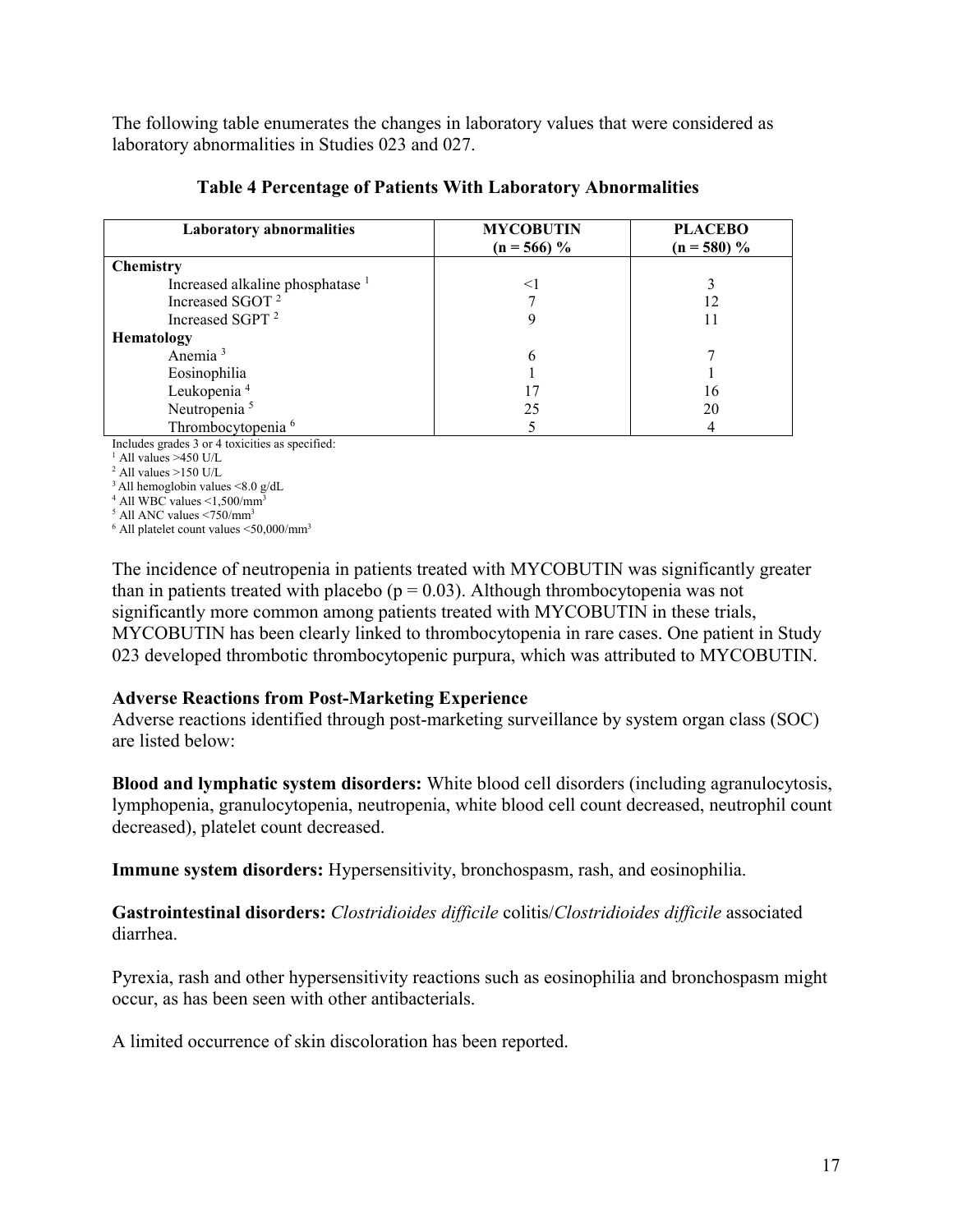The following table enumerates the changes in laboratory values that were considered as laboratory abnormalities in Studies 023 and 027.

**Table 4 Percentage of Patients With Laboratory Abnormalities**

| Laboratory abnormalities | MYCOBUTIN (n = 566) % | PLACEBO (n = 580) % |
|---|---|---|
| **Chemistry** | | |
| Increased alkaline phosphatase [1] | <1 | 3 |
| Increased SGOT [2] | 7 | 12 |
| Increased SGPT [2] | 9 | 11 |
| **Hematology** | | |
| Anemia [3] | 6 | 7 |
| Eosinophilia | 1 | 1 |
| Leukopenia [4] | 17 | 16 |
| Neutropenia [5] | 25 | 20 |
| Thrombocytopenia [6] | 5 | 4 |

Includes grades 3 or 4 toxicities as specified:
[1] All values >450 U/L
[2] All values >150 U/L
[3] All hemoglobin values <8.0 g/dL
[4] All WBC values <1,500/mm$^3$
[5] All ANC values <750/mm$^3$
[6] All platelet count values <50,000/mm$^3$

The incidence of neutropenia in patients treated with MYCOBUTIN was significantly greater than in patients treated with placebo ($p = 0.03$). Although thrombocytopenia was not significantly more common among patients treated with MYCOBUTIN in these trials, MYCOBUTIN has been clearly linked to thrombocytopenia in rare cases. One patient in Study 023 developed thrombotic thrombocytopenic purpura, which was attributed to MYCOBUTIN.

**Adverse Reactions from Post-Marketing Experience**

Adverse reactions identified through post-marketing surveillance by system organ class (SOC) are listed below:

**Blood and lymphatic system disorders:** White blood cell disorders (including agranulocytosis, lymphopenia, granulocytopenia, neutropenia, white blood cell count decreased, neutrophil count decreased), platelet count decreased.

**Immune system disorders:** Hypersensitivity, bronchospasm, rash, and eosinophilia.

**Gastrointestinal disorders:** *Clostridioides difficile* colitis/*Clostridioides difficile* associated diarrhea.

Pyrexia, rash and other hypersensitivity reactions such as eosinophilia and bronchospasm might occur, as has been seen with other antibacterials.

A limited occurrence of skin discoloration has been reported.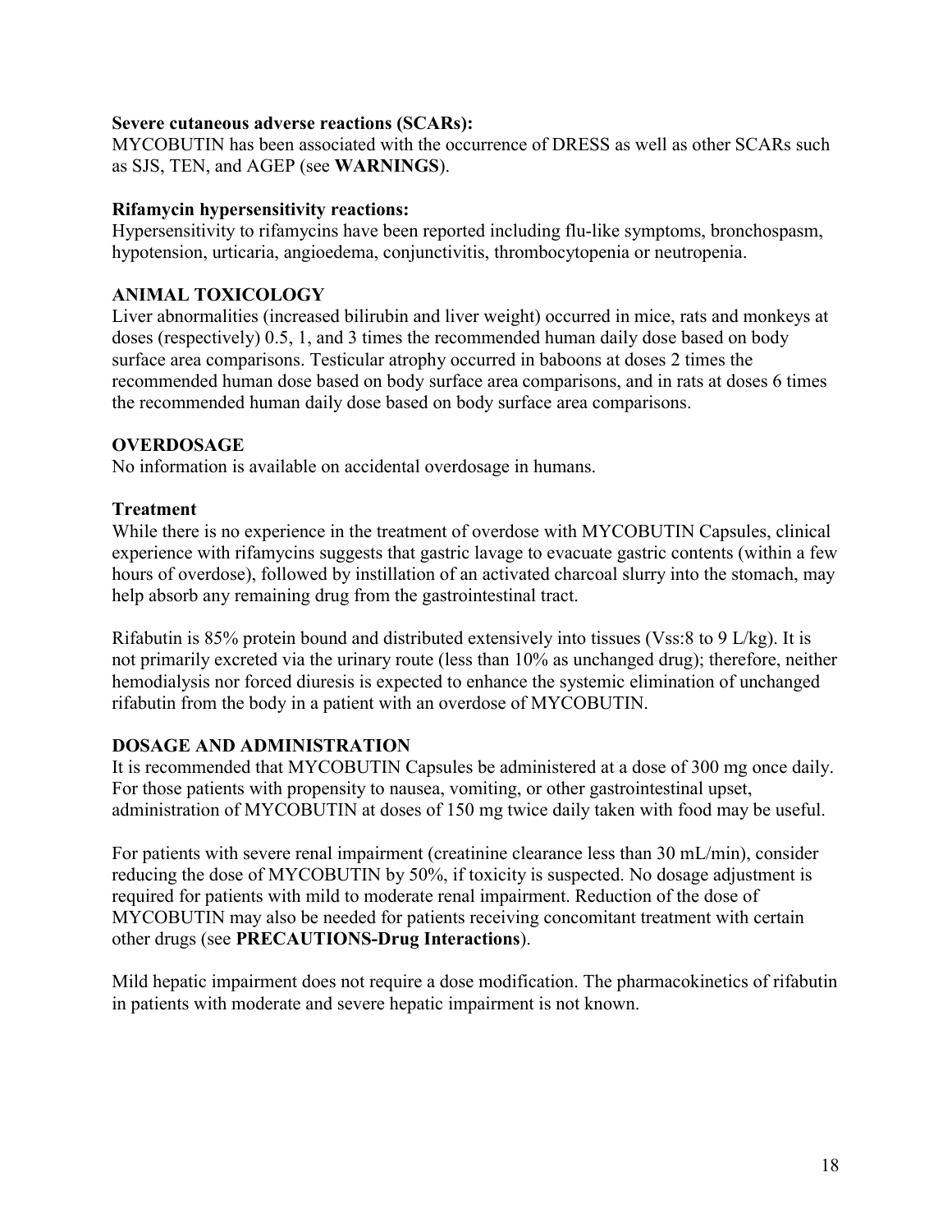**Severe cutaneous adverse reactions (SCARs):**
MYCOBUTIN has been associated with the occurrence of DRESS as well as other SCARs such as SJS, TEN, and AGEP (see **WARNINGS**).

**Rifamycin hypersensitivity reactions:**
Hypersensitivity to rifamycins have been reported including flu-like symptoms, bronchospasm, hypotension, urticaria, angioedema, conjunctivitis, thrombocytopenia or neutropenia.

## ANIMAL TOXICOLOGY

Liver abnormalities (increased bilirubin and liver weight) occurred in mice, rats and monkeys at doses (respectively) 0.5, 1, and 3 times the recommended human daily dose based on body surface area comparisons. Testicular atrophy occurred in baboons at doses 2 times the recommended human dose based on body surface area comparisons, and in rats at doses 6 times the recommended human daily dose based on body surface area comparisons.

## OVERDOSAGE

No information is available on accidental overdosage in humans.

### Treatment

While there is no experience in the treatment of overdose with MYCOBUTIN Capsules, clinical experience with rifamycins suggests that gastric lavage to evacuate gastric contents (within a few hours of overdose), followed by instillation of an activated charcoal slurry into the stomach, may help absorb any remaining drug from the gastrointestinal tract.

Rifabutin is 85% protein bound and distributed extensively into tissues (Vss:8 to 9 L/kg). It is not primarily excreted via the urinary route (less than 10% as unchanged drug); therefore, neither hemodialysis nor forced diuresis is expected to enhance the systemic elimination of unchanged rifabutin from the body in a patient with an overdose of MYCOBUTIN.

## DOSAGE AND ADMINISTRATION

It is recommended that MYCOBUTIN Capsules be administered at a dose of 300 mg once daily. For those patients with propensity to nausea, vomiting, or other gastrointestinal upset, administration of MYCOBUTIN at doses of 150 mg twice daily taken with food may be useful.

For patients with severe renal impairment (creatinine clearance less than 30 mL/min), consider reducing the dose of MYCOBUTIN by 50%, if toxicity is suspected. No dosage adjustment is required for patients with mild to moderate renal impairment. Reduction of the dose of MYCOBUTIN may also be needed for patients receiving concomitant treatment with certain other drugs (see **PRECAUTIONS-Drug Interactions**).

Mild hepatic impairment does not require a dose modification. The pharmacokinetics of rifabutin in patients with moderate and severe hepatic impairment is not known.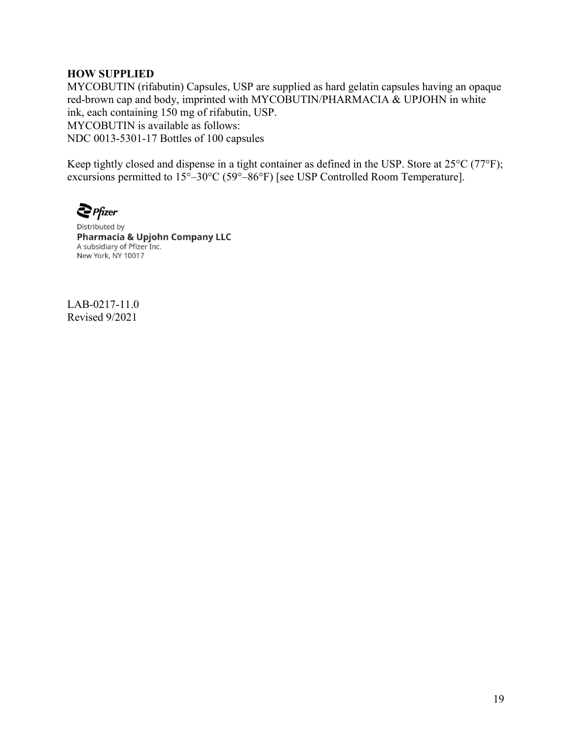**HOW SUPPLIED**

MYCOBUTIN (rifabutin) Capsules, USP are supplied as hard gelatin capsules having an opaque red-brown cap and body, imprinted with MYCOBUTIN/PHARMACIA & UPJOHN in white ink, each containing 150 mg of rifabutin, USP.

MYCOBUTIN is available as follows:

NDC 0013-5301-17 Bottles of 100 capsules

Keep tightly closed and dispense in a tight container as defined in the USP. Store at 25°C (77°F); excursions permitted to 15°–30°C (59°–86°F) [see USP Controlled Room Temperature].

Pfizer

Distributed by

**Pharmacia & Upjohn Company LLC**

A subsidiary of Pfizer Inc.

New York, NY 10017

LAB-0217-11.0

Revised 9/2021